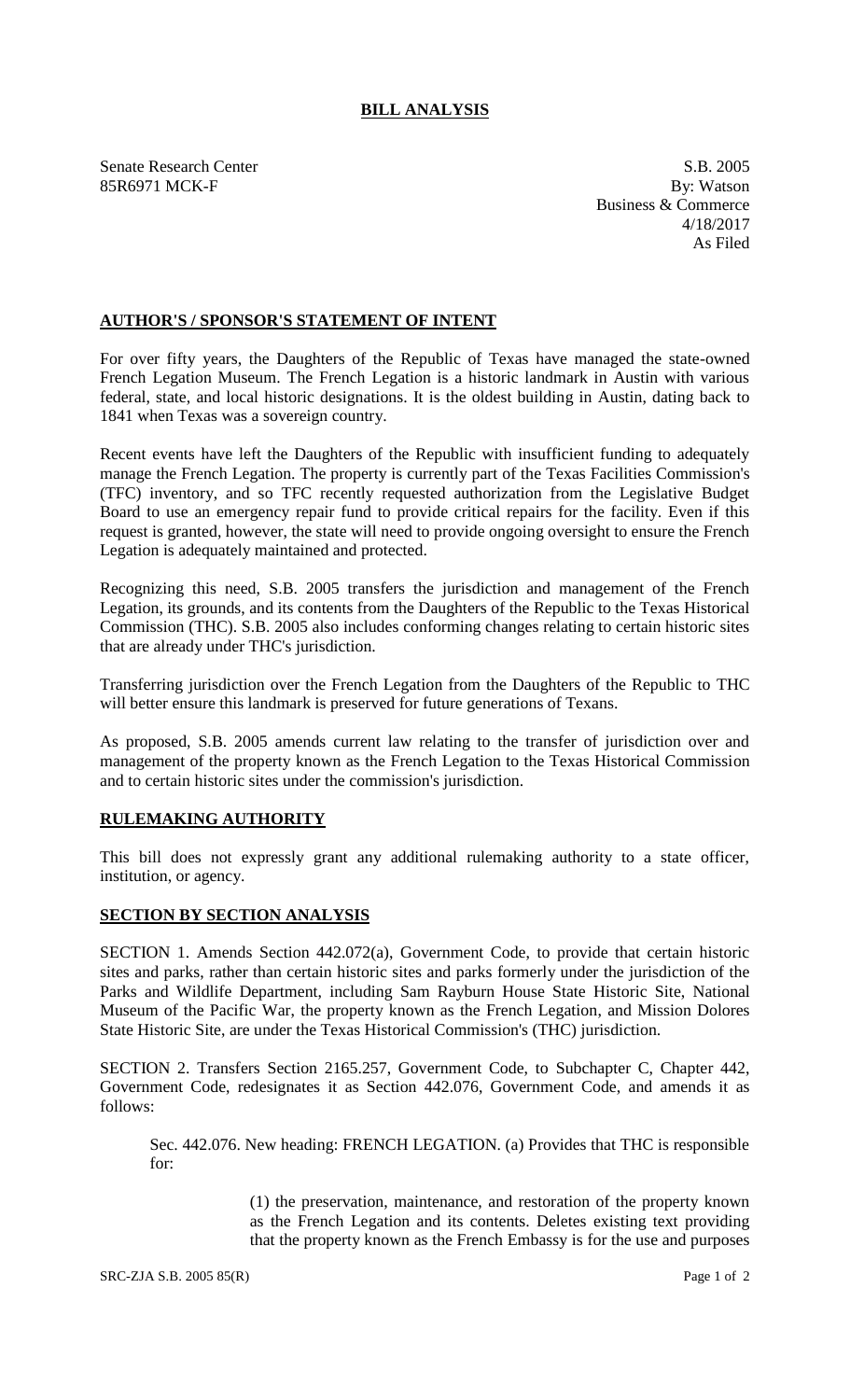# BILL ANALYSIS

Senate Research Center
85R6971 MCK-F

S.B. 2005
By: Watson
Business & Commerce
4/18/2017
As Filed

## AUTHOR'S / SPONSOR'S STATEMENT OF INTENT

For over fifty years, the Daughters of the Republic of Texas have managed the state-owned French Legation Museum. The French Legation is a historic landmark in Austin with various federal, state, and local historic designations. It is the oldest building in Austin, dating back to 1841 when Texas was a sovereign country.

Recent events have left the Daughters of the Republic with insufficient funding to adequately manage the French Legation. The property is currently part of the Texas Facilities Commission's (TFC) inventory, and so TFC recently requested authorization from the Legislative Budget Board to use an emergency repair fund to provide critical repairs for the facility. Even if this request is granted, however, the state will need to provide ongoing oversight to ensure the French Legation is adequately maintained and protected.

Recognizing this need, S.B. 2005 transfers the jurisdiction and management of the French Legation, its grounds, and its contents from the Daughters of the Republic to the Texas Historical Commission (THC). S.B. 2005 also includes conforming changes relating to certain historic sites that are already under THC's jurisdiction.

Transferring jurisdiction over the French Legation from the Daughters of the Republic to THC will better ensure this landmark is preserved for future generations of Texans.

As proposed, S.B. 2005 amends current law relating to the transfer of jurisdiction over and management of the property known as the French Legation to the Texas Historical Commission and to certain historic sites under the commission's jurisdiction.

## RULEMAKING AUTHORITY

This bill does not expressly grant any additional rulemaking authority to a state officer, institution, or agency.

## SECTION BY SECTION ANALYSIS

SECTION 1. Amends Section 442.072(a), Government Code, to provide that certain historic sites and parks, rather than certain historic sites and parks formerly under the jurisdiction of the Parks and Wildlife Department, including Sam Rayburn House State Historic Site, National Museum of the Pacific War, the property known as the French Legation, and Mission Dolores State Historic Site, are under the Texas Historical Commission's (THC) jurisdiction.

SECTION 2. Transfers Section 2165.257, Government Code, to Subchapter C, Chapter 442, Government Code, redesignates it as Section 442.076, Government Code, and amends it as follows:

> Sec. 442.076. New heading: FRENCH LEGATION. (a) Provides that THC is responsible for:
>
> > (1) the preservation, maintenance, and restoration of the property known as the French Legation and its contents. Deletes existing text providing that the property known as the French Embassy is for the use and purposes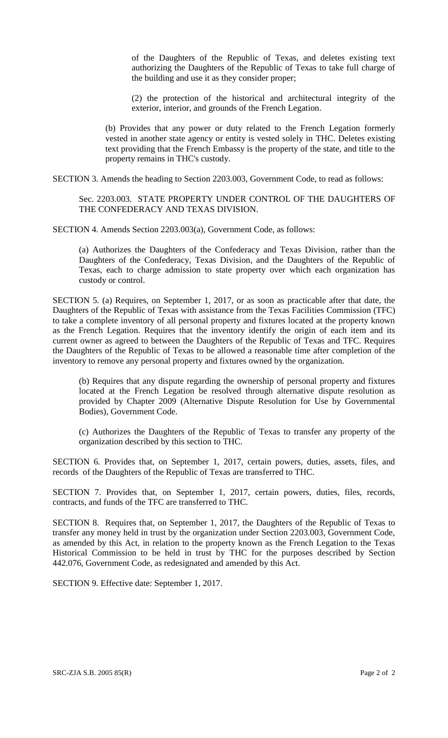of the Daughters of the Republic of Texas, and deletes existing text authorizing the Daughters of the Republic of Texas to take full charge of the building and use it as they consider proper;

(2) the protection of the historical and architectural integrity of the exterior, interior, and grounds of the French Legation.

(b) Provides that any power or duty related to the French Legation formerly vested in another state agency or entity is vested solely in THC. Deletes existing text providing that the French Embassy is the property of the state, and title to the property remains in THC's custody.

SECTION 3. Amends the heading to Section 2203.003, Government Code, to read as follows:

Sec. 2203.003. STATE PROPERTY UNDER CONTROL OF THE DAUGHTERS OF THE CONFEDERACY AND TEXAS DIVISION.

SECTION 4. Amends Section 2203.003(a), Government Code, as follows:

(a) Authorizes the Daughters of the Confederacy and Texas Division, rather than the Daughters of the Confederacy, Texas Division, and the Daughters of the Republic of Texas, each to charge admission to state property over which each organization has custody or control.

SECTION 5. (a) Requires, on September 1, 2017, or as soon as practicable after that date, the Daughters of the Republic of Texas with assistance from the Texas Facilities Commission (TFC) to take a complete inventory of all personal property and fixtures located at the property known as the French Legation. Requires that the inventory identify the origin of each item and its current owner as agreed to between the Daughters of the Republic of Texas and TFC. Requires the Daughters of the Republic of Texas to be allowed a reasonable time after completion of the inventory to remove any personal property and fixtures owned by the organization.

(b) Requires that any dispute regarding the ownership of personal property and fixtures located at the French Legation be resolved through alternative dispute resolution as provided by Chapter 2009 (Alternative Dispute Resolution for Use by Governmental Bodies), Government Code.

(c) Authorizes the Daughters of the Republic of Texas to transfer any property of the organization described by this section to THC.

SECTION 6. Provides that, on September 1, 2017, certain powers, duties, assets, files, and records of the Daughters of the Republic of Texas are transferred to THC.

SECTION 7. Provides that, on September 1, 2017, certain powers, duties, files, records, contracts, and funds of the TFC are transferred to THC.

SECTION 8. Requires that, on September 1, 2017, the Daughters of the Republic of Texas to transfer any money held in trust by the organization under Section 2203.003, Government Code, as amended by this Act, in relation to the property known as the French Legation to the Texas Historical Commission to be held in trust by THC for the purposes described by Section 442.076, Government Code, as redesignated and amended by this Act.

SECTION 9. Effective date: September 1, 2017.